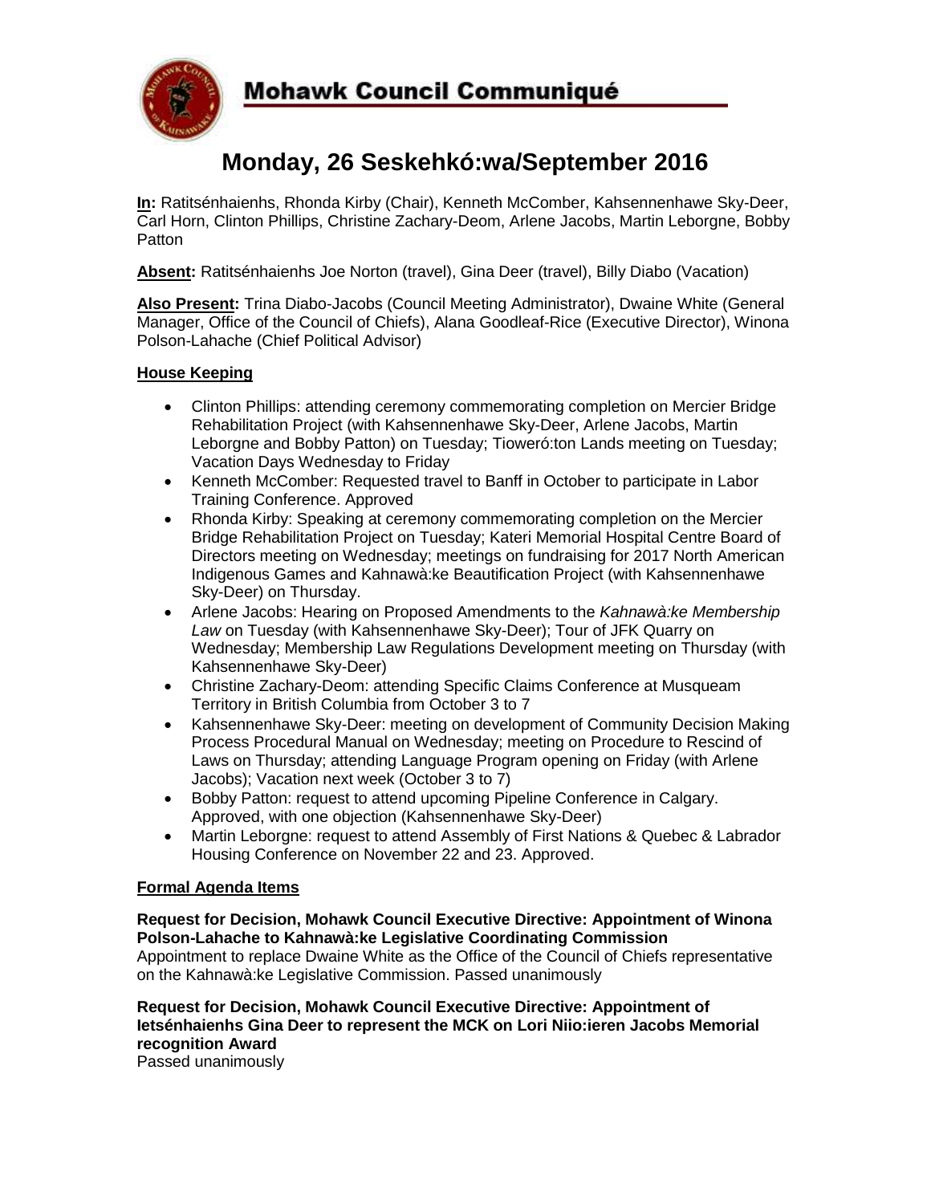# Mohawk Council Communiqué

## Monday, 26 Seskehkó:wa/September 2016

**In:** Ratitsénhaienhs, Rhonda Kirby (Chair), Kenneth McComber, Kahsennenhawe Sky-Deer, Carl Horn, Clinton Phillips, Christine Zachary-Deom, Arlene Jacobs, Martin Leborgne, Bobby Patton

**Absent:** Ratitsénhaienhs Joe Norton (travel), Gina Deer (travel), Billy Diabo (Vacation)

**Also Present:** Trina Diabo-Jacobs (Council Meeting Administrator), Dwaine White (General Manager, Office of the Council of Chiefs), Alana Goodleaf-Rice (Executive Director), Winona Polson-Lahache (Chief Political Advisor)

### House Keeping

- Clinton Phillips: attending ceremony commemorating completion on Mercier Bridge Rehabilitation Project (with Kahsennenhawe Sky-Deer, Arlene Jacobs, Martin Leborgne and Bobby Patton) on Tuesday; Tioweró:ton Lands meeting on Tuesday; Vacation Days Wednesday to Friday
- Kenneth McComber: Requested travel to Banff in October to participate in Labor Training Conference. Approved
- Rhonda Kirby: Speaking at ceremony commemorating completion on the Mercier Bridge Rehabilitation Project on Tuesday; Kateri Memorial Hospital Centre Board of Directors meeting on Wednesday; meetings on fundraising for 2017 North American Indigenous Games and Kahnawà:ke Beautification Project (with Kahsennenhawe Sky-Deer) on Thursday.
- Arlene Jacobs: Hearing on Proposed Amendments to the *Kahnawà:ke Membership Law* on Tuesday (with Kahsennenhawe Sky-Deer); Tour of JFK Quarry on Wednesday; Membership Law Regulations Development meeting on Thursday (with Kahsennenhawe Sky-Deer)
- Christine Zachary-Deom: attending Specific Claims Conference at Musqueam Territory in British Columbia from October 3 to 7
- Kahsennenhawe Sky-Deer: meeting on development of Community Decision Making Process Procedural Manual on Wednesday; meeting on Procedure to Rescind of Laws on Thursday; attending Language Program opening on Friday (with Arlene Jacobs); Vacation next week (October 3 to 7)
- Bobby Patton: request to attend upcoming Pipeline Conference in Calgary. Approved, with one objection (Kahsennenhawe Sky-Deer)
- Martin Leborgne: request to attend Assembly of First Nations & Quebec & Labrador Housing Conference on November 22 and 23. Approved.

### Formal Agenda Items

**Request for Decision, Mohawk Council Executive Directive: Appointment of Winona Polson-Lahache to Kahnawà:ke Legislative Coordinating Commission**
Appointment to replace Dwaine White as the Office of the Council of Chiefs representative on the Kahnawà:ke Legislative Commission. Passed unanimously

**Request for Decision, Mohawk Council Executive Directive: Appointment of Ietsénhaienhs Gina Deer to represent the MCK on Lori Niio:ieren Jacobs Memorial recognition Award**
Passed unanimously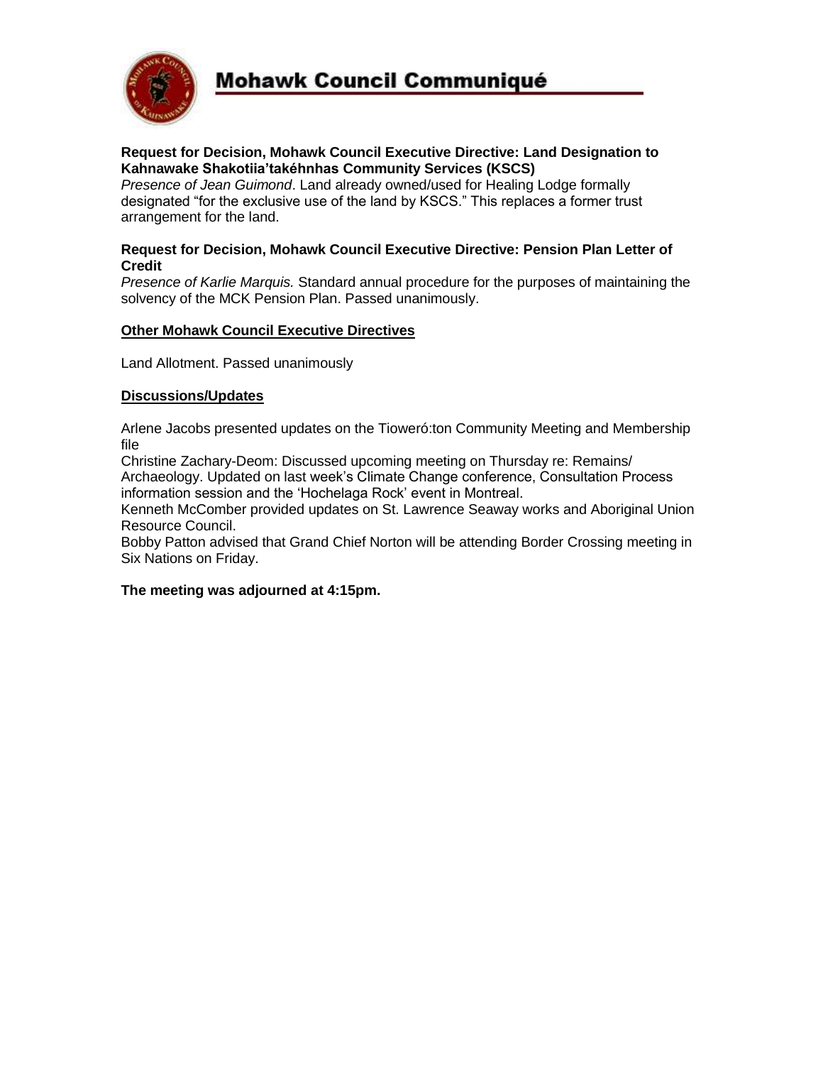**Request for Decision, Mohawk Council Executive Directive: Land Designation to Kahnawake Shakotiia'takéhnhas Community Services (KSCS)**
*Presence of Jean Guimond*. Land already owned/used for Healing Lodge formally designated "for the exclusive use of the land by KSCS." This replaces a former trust arrangement for the land.

**Request for Decision, Mohawk Council Executive Directive: Pension Plan Letter of Credit**
*Presence of Karlie Marquis.* Standard annual procedure for the purposes of maintaining the solvency of the MCK Pension Plan. Passed unanimously.

**<u>Other Mohawk Council Executive Directives</u>**

Land Allotment. Passed unanimously

**<u>Discussions/Updates</u>**

Arlene Jacobs presented updates on the Tioweró:ton Community Meeting and Membership file
Christine Zachary-Deom: Discussed upcoming meeting on Thursday re: Remains/ Archaeology. Updated on last week's Climate Change conference, Consultation Process information session and the 'Hochelaga Rock' event in Montreal.
Kenneth McComber provided updates on St. Lawrence Seaway works and Aboriginal Union Resource Council.
Bobby Patton advised that Grand Chief Norton will be attending Border Crossing meeting in Six Nations on Friday.

**The meeting was adjourned at 4:15pm.**